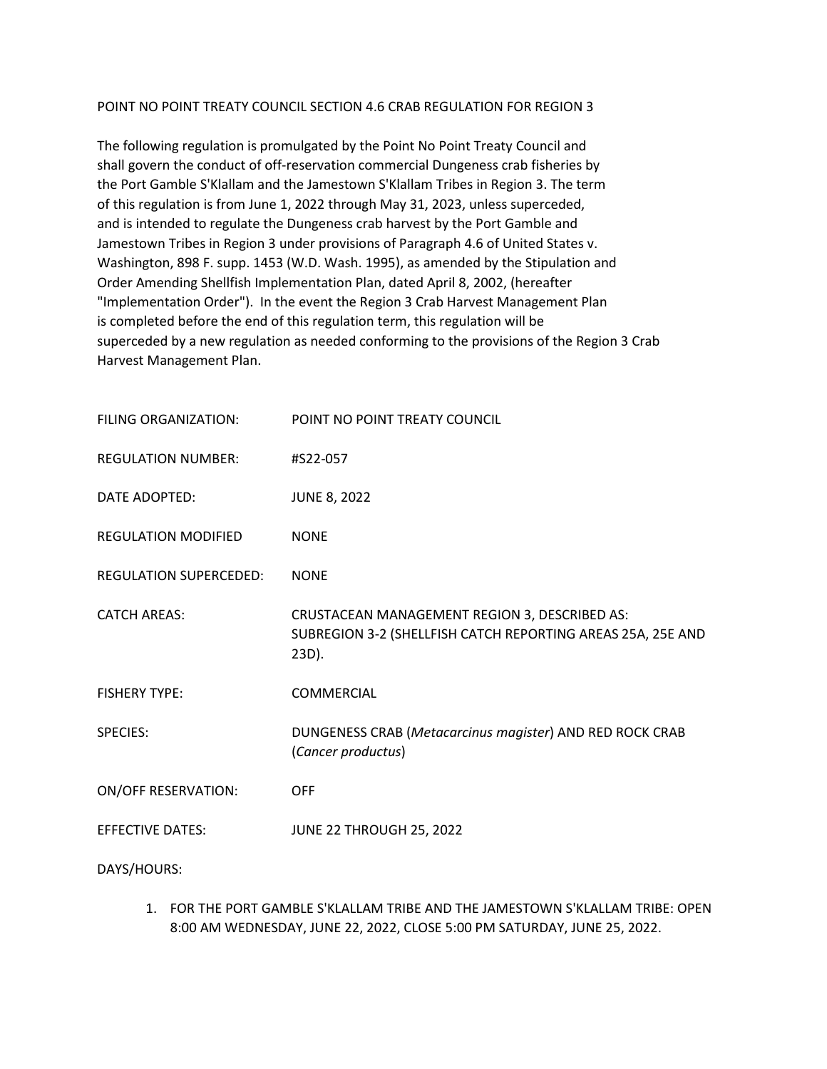# POINT NO POINT TREATY COUNCIL SECTION 4.6 CRAB REGULATION FOR REGION 3

The following regulation is promulgated by the Point No Point Treaty Council and shall govern the conduct of off-reservation commercial Dungeness crab fisheries by the Port Gamble S'Klallam and the Jamestown S'Klallam Tribes in Region 3. The term of this regulation is from June 1, 2022 through May 31, 2023, unless superceded, and is intended to regulate the Dungeness crab harvest by the Port Gamble and Jamestown Tribes in Region 3 under provisions of Paragraph 4.6 of United States v. Washington, 898 F. supp. 1453 (W.D. Wash. 1995), as amended by the Stipulation and Order Amending Shellfish Implementation Plan, dated April 8, 2002, (hereafter "Implementation Order"). In the event the Region 3 Crab Harvest Management Plan is completed before the end of this regulation term, this regulation will be superceded by a new regulation as needed conforming to the provisions of the Region 3 Crab Harvest Management Plan.

FILING ORGANIZATION: POINT NO POINT TREATY COUNCIL

REGULATION NUMBER: #S22-057

DATE ADOPTED: JUNE 8, 2022

REGULATION MODIFIED: NONE

REGULATION SUPERCEDED: NONE

CATCH AREAS: CRUSTACEAN MANAGEMENT REGION 3, DESCRIBED AS: SUBREGION 3-2 (SHELLFISH CATCH REPORTING AREAS 25A, 25E AND 23D).

FISHERY TYPE: COMMERCIAL

SPECIES: DUNGENESS CRAB (*Metacarcinus magister*) AND RED ROCK CRAB (*Cancer productus*)

ON/OFF RESERVATION: OFF

EFFECTIVE DATES: JUNE 22 THROUGH 25, 2022

DAYS/HOURS:

1. FOR THE PORT GAMBLE S'KLALLAM TRIBE AND THE JAMESTOWN S'KLALLAM TRIBE: OPEN 8:00 AM WEDNESDAY, JUNE 22, 2022, CLOSE 5:00 PM SATURDAY, JUNE 25, 2022.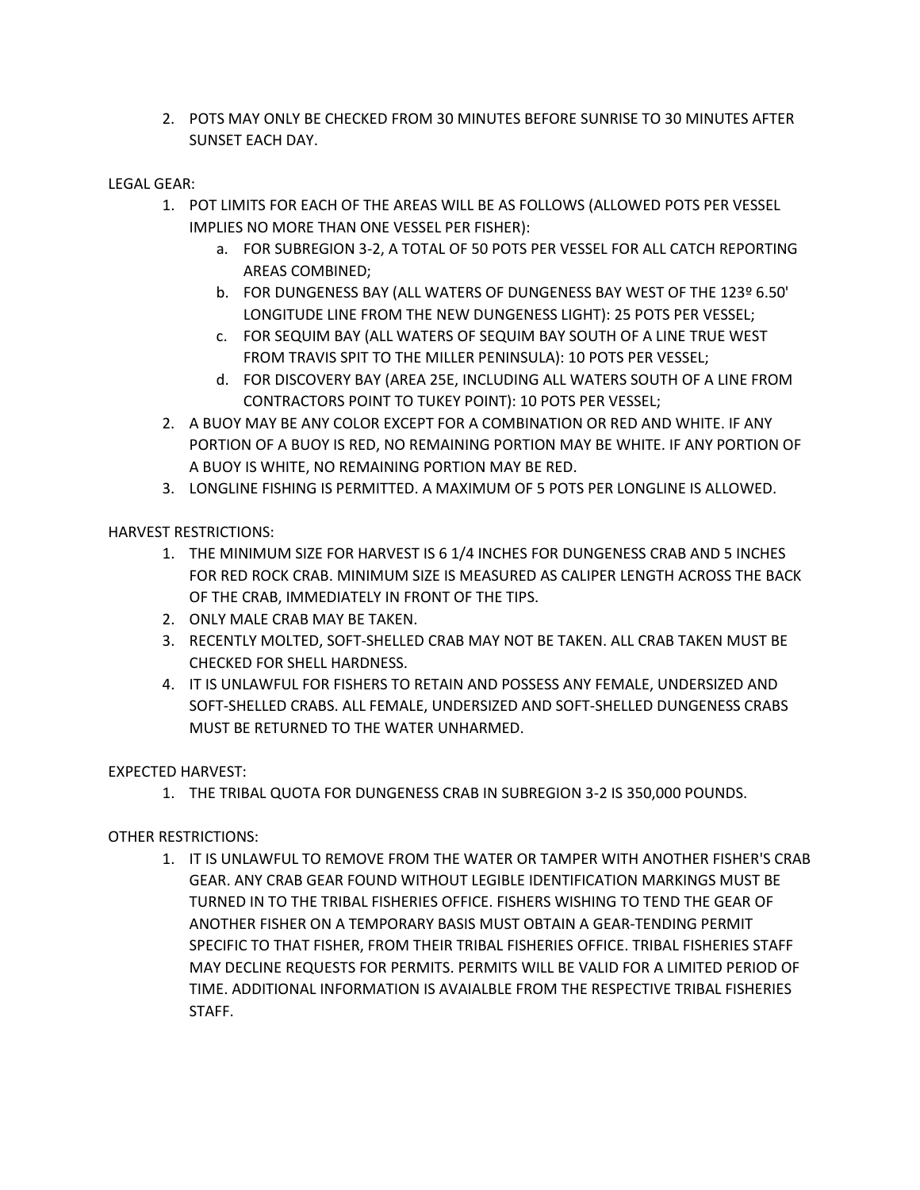2. POTS MAY ONLY BE CHECKED FROM 30 MINUTES BEFORE SUNRISE TO 30 MINUTES AFTER SUNSET EACH DAY.

LEGAL GEAR:

1. POT LIMITS FOR EACH OF THE AREAS WILL BE AS FOLLOWS (ALLOWED POTS PER VESSEL IMPLIES NO MORE THAN ONE VESSEL PER FISHER):
   a. FOR SUBREGION 3-2, A TOTAL OF 50 POTS PER VESSEL FOR ALL CATCH REPORTING AREAS COMBINED;
   b. FOR DUNGENESS BAY (ALL WATERS OF DUNGENESS BAY WEST OF THE 123º 6.50' LONGITUDE LINE FROM THE NEW DUNGENESS LIGHT): 25 POTS PER VESSEL;
   c. FOR SEQUIM BAY (ALL WATERS OF SEQUIM BAY SOUTH OF A LINE TRUE WEST FROM TRAVIS SPIT TO THE MILLER PENINSULA): 10 POTS PER VESSEL;
   d. FOR DISCOVERY BAY (AREA 25E, INCLUDING ALL WATERS SOUTH OF A LINE FROM CONTRACTORS POINT TO TUKEY POINT): 10 POTS PER VESSEL;
2. A BUOY MAY BE ANY COLOR EXCEPT FOR A COMBINATION OR RED AND WHITE. IF ANY PORTION OF A BUOY IS RED, NO REMAINING PORTION MAY BE WHITE. IF ANY PORTION OF A BUOY IS WHITE, NO REMAINING PORTION MAY BE RED.
3. LONGLINE FISHING IS PERMITTED. A MAXIMUM OF 5 POTS PER LONGLINE IS ALLOWED.

HARVEST RESTRICTIONS:

1. THE MINIMUM SIZE FOR HARVEST IS 6 1/4 INCHES FOR DUNGENESS CRAB AND 5 INCHES FOR RED ROCK CRAB. MINIMUM SIZE IS MEASURED AS CALIPER LENGTH ACROSS THE BACK OF THE CRAB, IMMEDIATELY IN FRONT OF THE TIPS.
2. ONLY MALE CRAB MAY BE TAKEN.
3. RECENTLY MOLTED, SOFT-SHELLED CRAB MAY NOT BE TAKEN. ALL CRAB TAKEN MUST BE CHECKED FOR SHELL HARDNESS.
4. IT IS UNLAWFUL FOR FISHERS TO RETAIN AND POSSESS ANY FEMALE, UNDERSIZED AND SOFT-SHELLED CRABS. ALL FEMALE, UNDERSIZED AND SOFT-SHELLED DUNGENESS CRABS MUST BE RETURNED TO THE WATER UNHARMED.

EXPECTED HARVEST:

1. THE TRIBAL QUOTA FOR DUNGENESS CRAB IN SUBREGION 3-2 IS 350,000 POUNDS.

OTHER RESTRICTIONS:

1. IT IS UNLAWFUL TO REMOVE FROM THE WATER OR TAMPER WITH ANOTHER FISHER'S CRAB GEAR. ANY CRAB GEAR FOUND WITHOUT LEGIBLE IDENTIFICATION MARKINGS MUST BE TURNED IN TO THE TRIBAL FISHERIES OFFICE. FISHERS WISHING TO TEND THE GEAR OF ANOTHER FISHER ON A TEMPORARY BASIS MUST OBTAIN A GEAR-TENDING PERMIT SPECIFIC TO THAT FISHER, FROM THEIR TRIBAL FISHERIES OFFICE. TRIBAL FISHERIES STAFF MAY DECLINE REQUESTS FOR PERMITS. PERMITS WILL BE VALID FOR A LIMITED PERIOD OF TIME. ADDITIONAL INFORMATION IS AVAIALBLE FROM THE RESPECTIVE TRIBAL FISHERIES STAFF.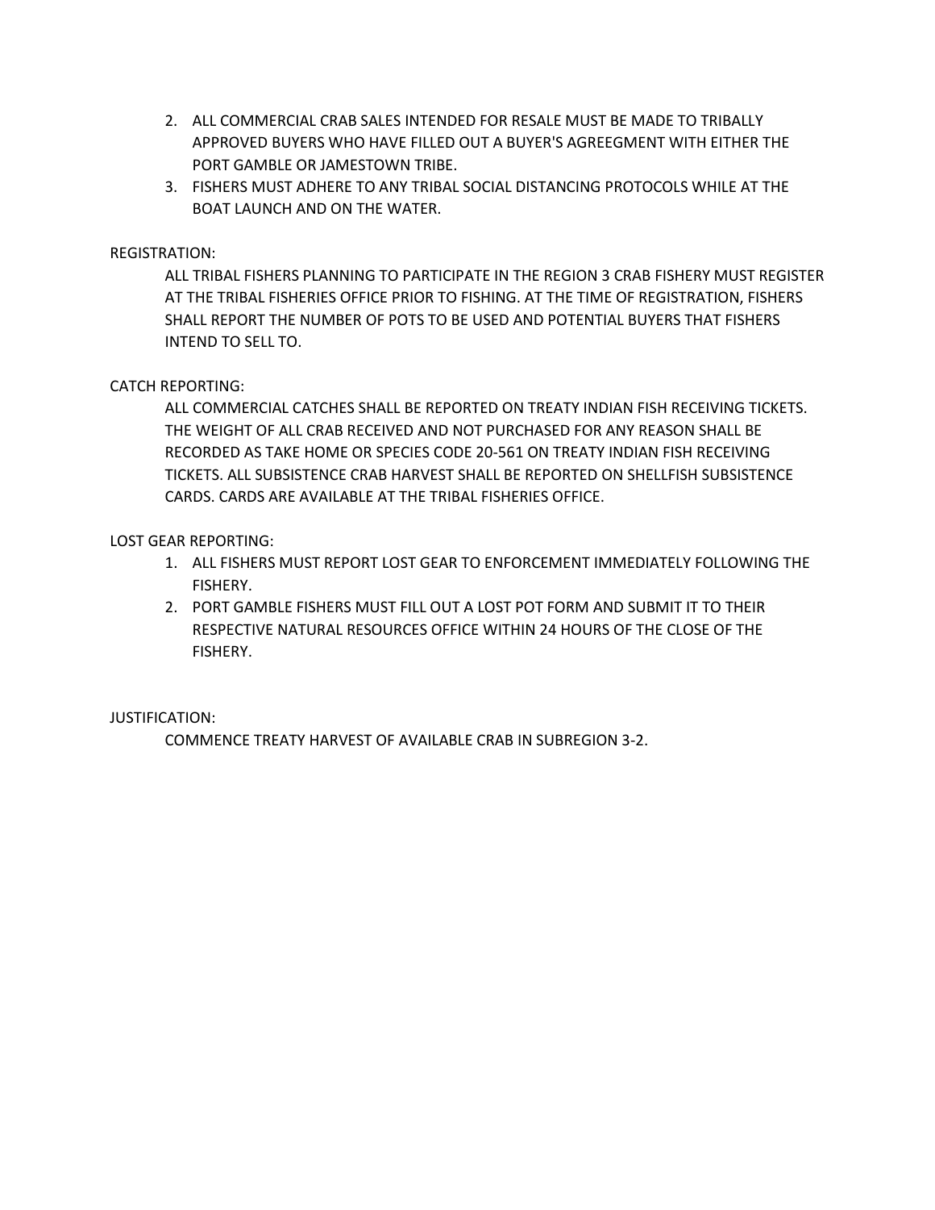2. ALL COMMERCIAL CRAB SALES INTENDED FOR RESALE MUST BE MADE TO TRIBALLY APPROVED BUYERS WHO HAVE FILLED OUT A BUYER'S AGREEGMENT WITH EITHER THE PORT GAMBLE OR JAMESTOWN TRIBE.
3. FISHERS MUST ADHERE TO ANY TRIBAL SOCIAL DISTANCING PROTOCOLS WHILE AT THE BOAT LAUNCH AND ON THE WATER.

REGISTRATION:

ALL TRIBAL FISHERS PLANNING TO PARTICIPATE IN THE REGION 3 CRAB FISHERY MUST REGISTER AT THE TRIBAL FISHERIES OFFICE PRIOR TO FISHING. AT THE TIME OF REGISTRATION, FISHERS SHALL REPORT THE NUMBER OF POTS TO BE USED AND POTENTIAL BUYERS THAT FISHERS INTEND TO SELL TO.

CATCH REPORTING:

ALL COMMERCIAL CATCHES SHALL BE REPORTED ON TREATY INDIAN FISH RECEIVING TICKETS. THE WEIGHT OF ALL CRAB RECEIVED AND NOT PURCHASED FOR ANY REASON SHALL BE RECORDED AS TAKE HOME OR SPECIES CODE 20-561 ON TREATY INDIAN FISH RECEIVING TICKETS. ALL SUBSISTENCE CRAB HARVEST SHALL BE REPORTED ON SHELLFISH SUBSISTENCE CARDS. CARDS ARE AVAILABLE AT THE TRIBAL FISHERIES OFFICE.

LOST GEAR REPORTING:

1. ALL FISHERS MUST REPORT LOST GEAR TO ENFORCEMENT IMMEDIATELY FOLLOWING THE FISHERY.
2. PORT GAMBLE FISHERS MUST FILL OUT A LOST POT FORM AND SUBMIT IT TO THEIR RESPECTIVE NATURAL RESOURCES OFFICE WITHIN 24 HOURS OF THE CLOSE OF THE FISHERY.

JUSTIFICATION:

COMMENCE TREATY HARVEST OF AVAILABLE CRAB IN SUBREGION 3-2.